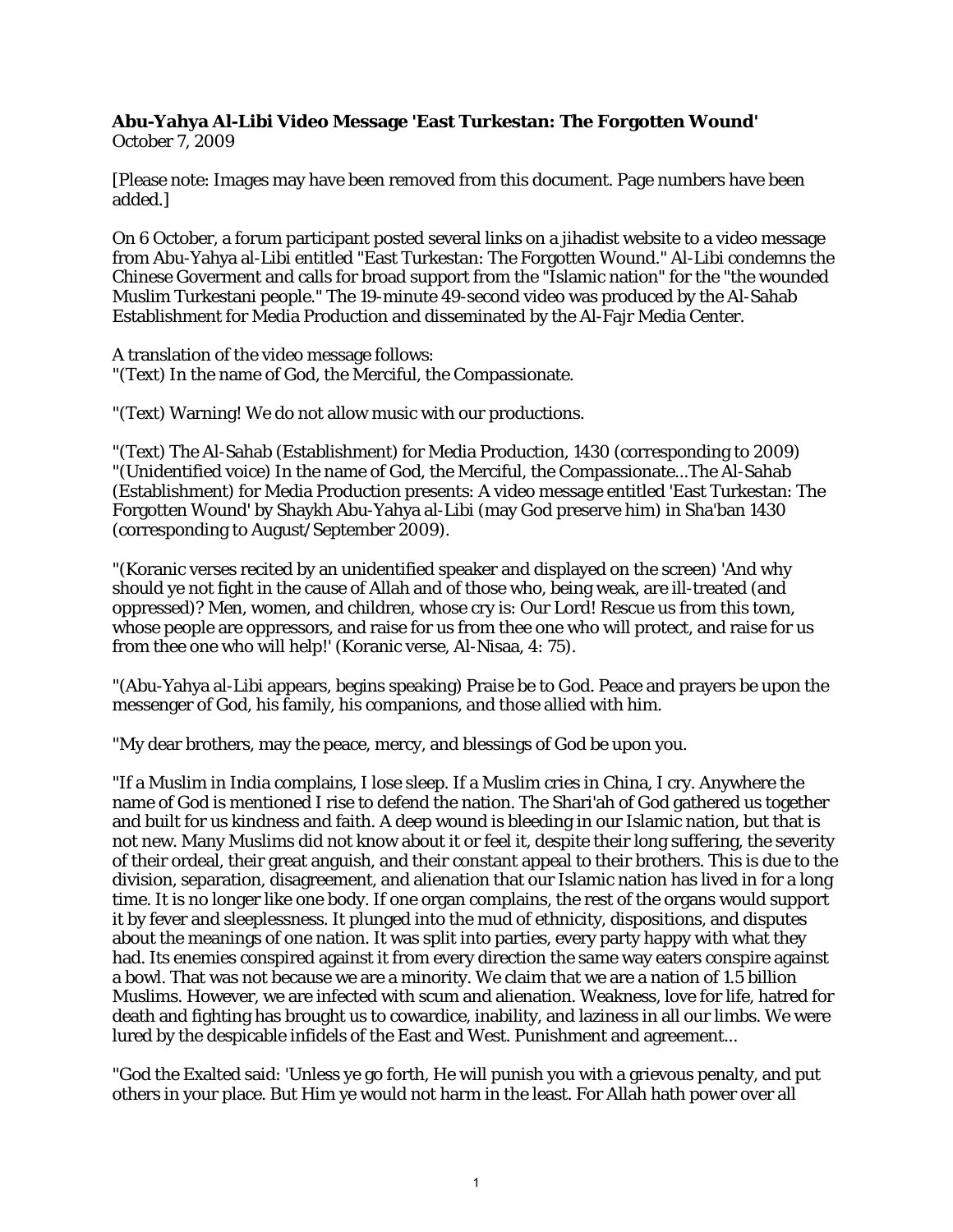**Abu-Yahya Al-Libi Video Message 'East Turkestan: The Forgotten Wound'**
October 7, 2009

[Please note: Images may have been removed from this document. Page numbers have been added.]

On 6 October, a forum participant posted several links on a jihadist website to a video message from Abu-Yahya al-Libi entitled "East Turkestan: The Forgotten Wound." Al-Libi condemns the Chinese Goverment and calls for broad support from the "Islamic nation" for the "the wounded Muslim Turkestani people." The 19-minute 49-second video was produced by the Al-Sahab Establishment for Media Production and disseminated by the Al-Fajr Media Center.

A translation of the video message follows:
"(Text) In the name of God, the Merciful, the Compassionate.

"(Text) Warning! We do not allow music with our productions.

"(Text) The Al-Sahab (Establishment) for Media Production, 1430 (corresponding to 2009)
"(Unidentified voice) In the name of God, the Merciful, the Compassionate...The Al-Sahab (Establishment) for Media Production presents: A video message entitled 'East Turkestan: The Forgotten Wound' by Shaykh Abu-Yahya al-Libi (may God preserve him) in Sha'ban 1430 (corresponding to August/September 2009).

"(Koranic verses recited by an unidentified speaker and displayed on the screen) 'And why should ye not fight in the cause of Allah and of those who, being weak, are ill-treated (and oppressed)? Men, women, and children, whose cry is: Our Lord! Rescue us from this town, whose people are oppressors, and raise for us from thee one who will protect, and raise for us from thee one who will help!' (Koranic verse, Al-Nisaa, 4: 75).

"(Abu-Yahya al-Libi appears, begins speaking) Praise be to God. Peace and prayers be upon the messenger of God, his family, his companions, and those allied with him.

"My dear brothers, may the peace, mercy, and blessings of God be upon you.

"If a Muslim in India complains, I lose sleep. If a Muslim cries in China, I cry. Anywhere the name of God is mentioned I rise to defend the nation. The Shari'ah of God gathered us together and built for us kindness and faith. A deep wound is bleeding in our Islamic nation, but that is not new. Many Muslims did not know about it or feel it, despite their long suffering, the severity of their ordeal, their great anguish, and their constant appeal to their brothers. This is due to the division, separation, disagreement, and alienation that our Islamic nation has lived in for a long time. It is no longer like one body. If one organ complains, the rest of the organs would support it by fever and sleeplessness. It plunged into the mud of ethnicity, dispositions, and disputes about the meanings of one nation. It was split into parties, every party happy with what they had. Its enemies conspired against it from every direction the same way eaters conspire against a bowl. That was not because we are a minority. We claim that we are a nation of 1.5 billion Muslims. However, we are infected with scum and alienation. Weakness, love for life, hatred for death and fighting has brought us to cowardice, inability, and laziness in all our limbs. We were lured by the despicable infidels of the East and West. Punishment and agreement...

"God the Exalted said: 'Unless ye go forth, He will punish you with a grievous penalty, and put others in your place. But Him ye would not harm in the least. For Allah hath power over all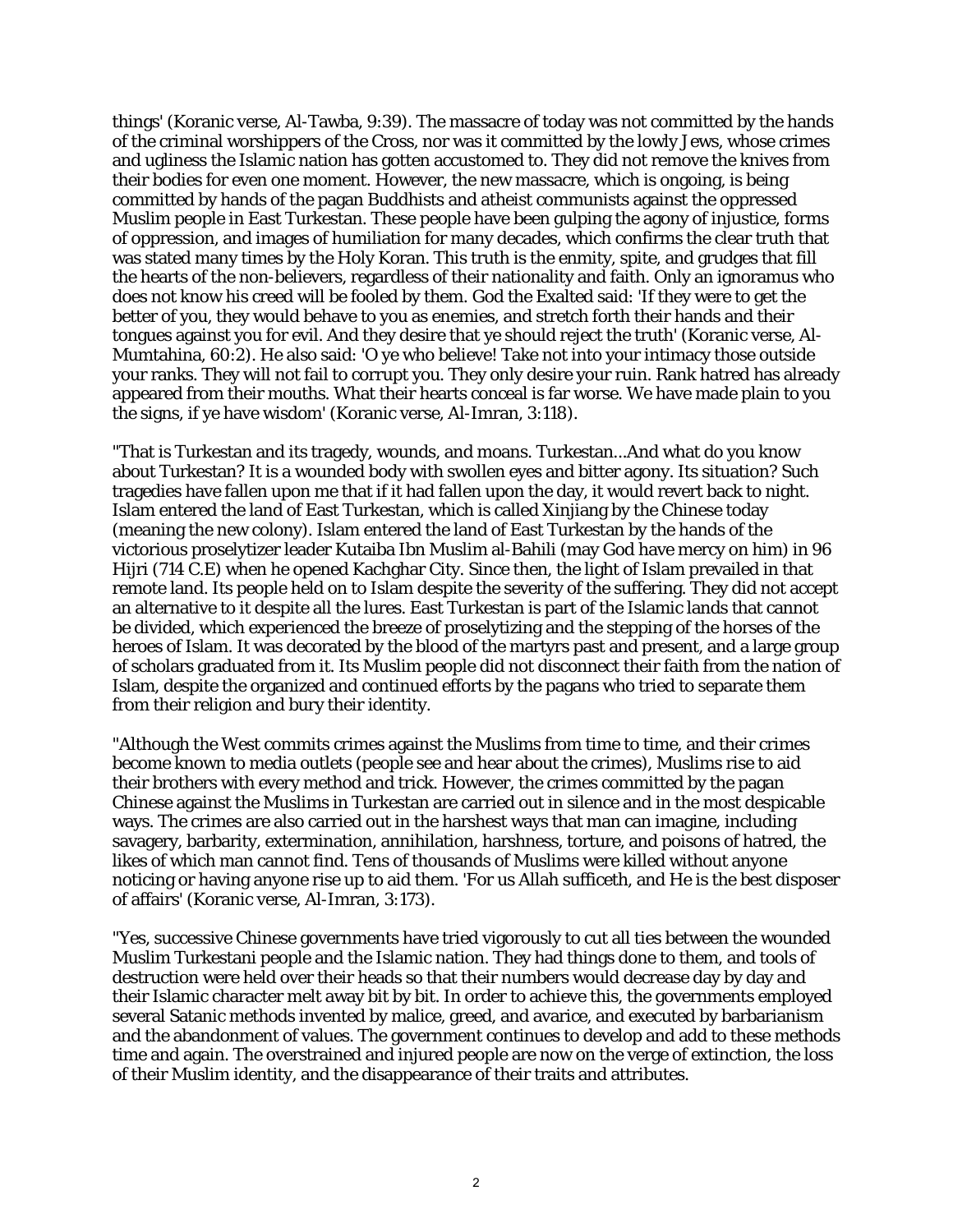things' (Koranic verse, Al-Tawba, 9:39). The massacre of today was not committed by the hands of the criminal worshippers of the Cross, nor was it committed by the lowly Jews, whose crimes and ugliness the Islamic nation has gotten accustomed to. They did not remove the knives from their bodies for even one moment. However, the new massacre, which is ongoing, is being committed by hands of the pagan Buddhists and atheist communists against the oppressed Muslim people in East Turkestan. These people have been gulping the agony of injustice, forms of oppression, and images of humiliation for many decades, which confirms the clear truth that was stated many times by the Holy Koran. This truth is the enmity, spite, and grudges that fill the hearts of the non-believers, regardless of their nationality and faith. Only an ignoramus who does not know his creed will be fooled by them. God the Exalted said: 'If they were to get the better of you, they would behave to you as enemies, and stretch forth their hands and their tongues against you for evil. And they desire that ye should reject the truth' (Koranic verse, Al-Mumtahina, 60:2). He also said: 'O ye who believe! Take not into your intimacy those outside your ranks. They will not fail to corrupt you. They only desire your ruin. Rank hatred has already appeared from their mouths. What their hearts conceal is far worse. We have made plain to you the signs, if ye have wisdom' (Koranic verse, Al-Imran, 3:118).

"That is Turkestan and its tragedy, wounds, and moans. Turkestan...And what do you know about Turkestan? It is a wounded body with swollen eyes and bitter agony. Its situation? Such tragedies have fallen upon me that if it had fallen upon the day, it would revert back to night. Islam entered the land of East Turkestan, which is called Xinjiang by the Chinese today (meaning the new colony). Islam entered the land of East Turkestan by the hands of the victorious proselytizer leader Kutaiba Ibn Muslim al-Bahili (may God have mercy on him) in 96 Hijri (714 C.E) when he opened Kachghar City. Since then, the light of Islam prevailed in that remote land. Its people held on to Islam despite the severity of the suffering. They did not accept an alternative to it despite all the lures. East Turkestan is part of the Islamic lands that cannot be divided, which experienced the breeze of proselytizing and the stepping of the horses of the heroes of Islam. It was decorated by the blood of the martyrs past and present, and a large group of scholars graduated from it. Its Muslim people did not disconnect their faith from the nation of Islam, despite the organized and continued efforts by the pagans who tried to separate them from their religion and bury their identity.

"Although the West commits crimes against the Muslims from time to time, and their crimes become known to media outlets (people see and hear about the crimes), Muslims rise to aid their brothers with every method and trick. However, the crimes committed by the pagan Chinese against the Muslims in Turkestan are carried out in silence and in the most despicable ways. The crimes are also carried out in the harshest ways that man can imagine, including savagery, barbarity, extermination, annihilation, harshness, torture, and poisons of hatred, the likes of which man cannot find. Tens of thousands of Muslims were killed without anyone noticing or having anyone rise up to aid them. 'For us Allah sufficeth, and He is the best disposer of affairs' (Koranic verse, Al-Imran, 3:173).

"Yes, successive Chinese governments have tried vigorously to cut all ties between the wounded Muslim Turkestani people and the Islamic nation. They had things done to them, and tools of destruction were held over their heads so that their numbers would decrease day by day and their Islamic character melt away bit by bit. In order to achieve this, the governments employed several Satanic methods invented by malice, greed, and avarice, and executed by barbarianism and the abandonment of values. The government continues to develop and add to these methods time and again. The overstrained and injured people are now on the verge of extinction, the loss of their Muslim identity, and the disappearance of their traits and attributes.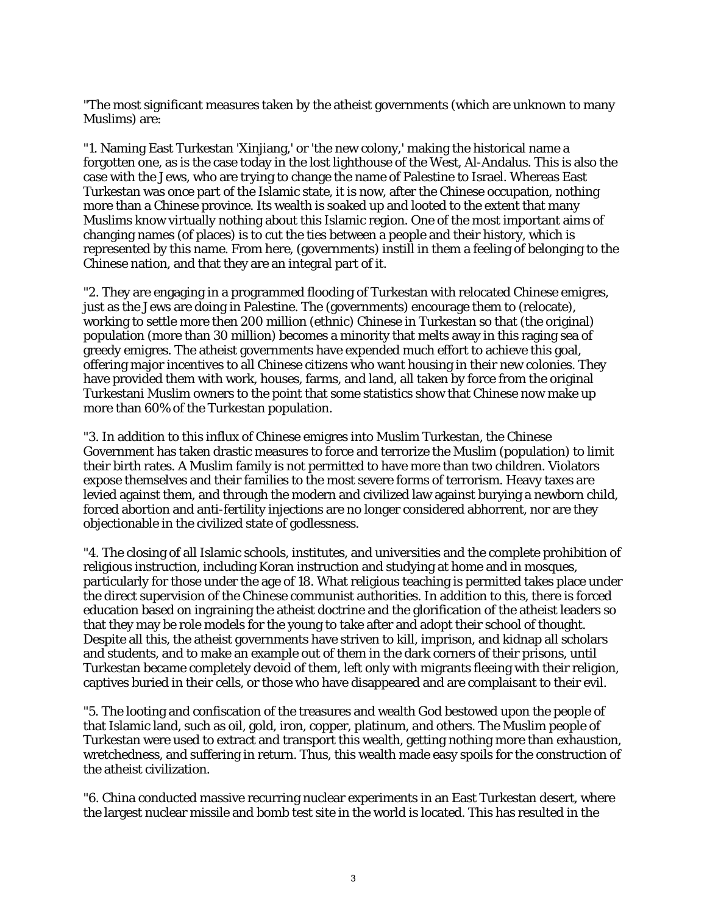"The most significant measures taken by the atheist governments (which are unknown to many Muslims) are:

"1. Naming East Turkestan 'Xinjiang,' or 'the new colony,' making the historical name a forgotten one, as is the case today in the lost lighthouse of the West, Al-Andalus. This is also the case with the Jews, who are trying to change the name of Palestine to Israel. Whereas East Turkestan was once part of the Islamic state, it is now, after the Chinese occupation, nothing more than a Chinese province. Its wealth is soaked up and looted to the extent that many Muslims know virtually nothing about this Islamic region. One of the most important aims of changing names (of places) is to cut the ties between a people and their history, which is represented by this name. From here, (governments) instill in them a feeling of belonging to the Chinese nation, and that they are an integral part of it.

"2. They are engaging in a programmed flooding of Turkestan with relocated Chinese emigres, just as the Jews are doing in Palestine. The (governments) encourage them to (relocate), working to settle more then 200 million (ethnic) Chinese in Turkestan so that (the original) population (more than 30 million) becomes a minority that melts away in this raging sea of greedy emigres. The atheist governments have expended much effort to achieve this goal, offering major incentives to all Chinese citizens who want housing in their new colonies. They have provided them with work, houses, farms, and land, all taken by force from the original Turkestani Muslim owners to the point that some statistics show that Chinese now make up more than 60% of the Turkestan population.

"3. In addition to this influx of Chinese emigres into Muslim Turkestan, the Chinese Government has taken drastic measures to force and terrorize the Muslim (population) to limit their birth rates. A Muslim family is not permitted to have more than two children. Violators expose themselves and their families to the most severe forms of terrorism. Heavy taxes are levied against them, and through the modern and civilized law against burying a newborn child, forced abortion and anti-fertility injections are no longer considered abhorrent, nor are they objectionable in the civilized state of godlessness.

"4. The closing of all Islamic schools, institutes, and universities and the complete prohibition of religious instruction, including Koran instruction and studying at home and in mosques, particularly for those under the age of 18. What religious teaching is permitted takes place under the direct supervision of the Chinese communist authorities. In addition to this, there is forced education based on ingraining the atheist doctrine and the glorification of the atheist leaders so that they may be role models for the young to take after and adopt their school of thought. Despite all this, the atheist governments have striven to kill, imprison, and kidnap all scholars and students, and to make an example out of them in the dark corners of their prisons, until Turkestan became completely devoid of them, left only with migrants fleeing with their religion, captives buried in their cells, or those who have disappeared and are complaisant to their evil.

"5. The looting and confiscation of the treasures and wealth God bestowed upon the people of that Islamic land, such as oil, gold, iron, copper, platinum, and others. The Muslim people of Turkestan were used to extract and transport this wealth, getting nothing more than exhaustion, wretchedness, and suffering in return. Thus, this wealth made easy spoils for the construction of the atheist civilization.

"6. China conducted massive recurring nuclear experiments in an East Turkestan desert, where the largest nuclear missile and bomb test site in the world is located. This has resulted in the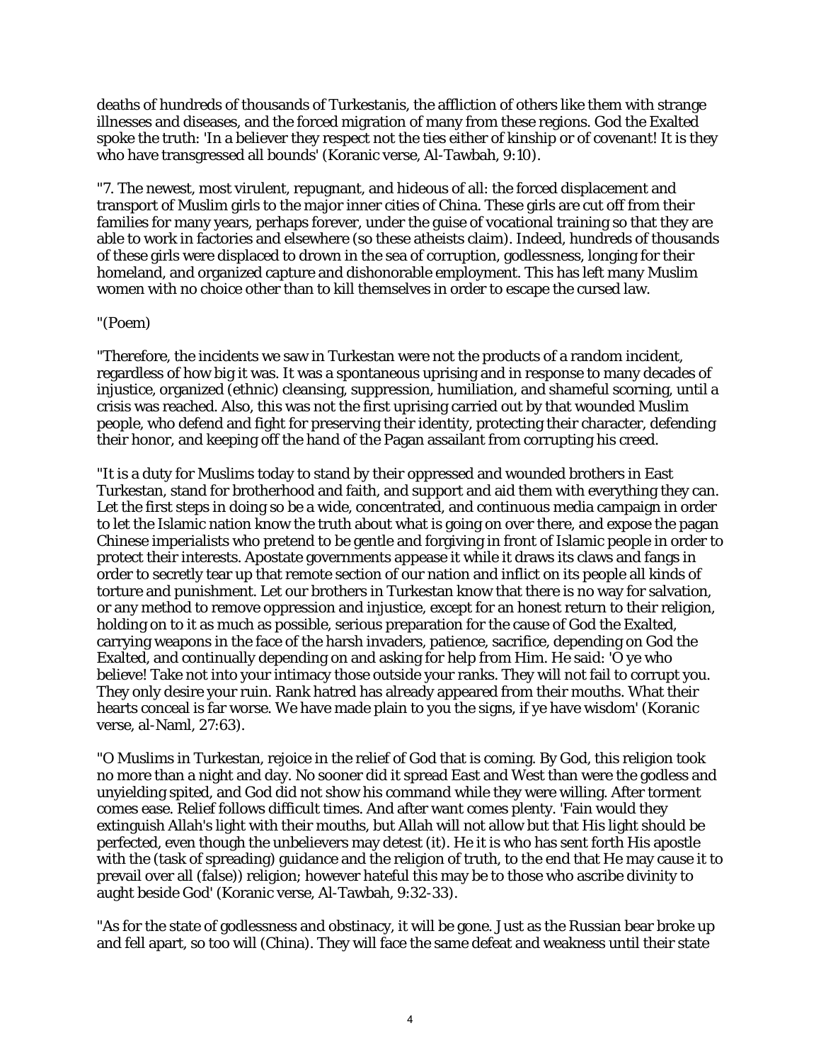deaths of hundreds of thousands of Turkestanis, the affliction of others like them with strange illnesses and diseases, and the forced migration of many from these regions. God the Exalted spoke the truth: 'In a believer they respect not the ties either of kinship or of covenant! It is they who have transgressed all bounds' (Koranic verse, Al-Tawbah, 9:10).

"7. The newest, most virulent, repugnant, and hideous of all: the forced displacement and transport of Muslim girls to the major inner cities of China. These girls are cut off from their families for many years, perhaps forever, under the guise of vocational training so that they are able to work in factories and elsewhere (so these atheists claim). Indeed, hundreds of thousands of these girls were displaced to drown in the sea of corruption, godlessness, longing for their homeland, and organized capture and dishonorable employment. This has left many Muslim women with no choice other than to kill themselves in order to escape the cursed law.

"(Poem)

"Therefore, the incidents we saw in Turkestan were not the products of a random incident, regardless of how big it was. It was a spontaneous uprising and in response to many decades of injustice, organized (ethnic) cleansing, suppression, humiliation, and shameful scorning, until a crisis was reached. Also, this was not the first uprising carried out by that wounded Muslim people, who defend and fight for preserving their identity, protecting their character, defending their honor, and keeping off the hand of the Pagan assailant from corrupting his creed.

"It is a duty for Muslims today to stand by their oppressed and wounded brothers in East Turkestan, stand for brotherhood and faith, and support and aid them with everything they can. Let the first steps in doing so be a wide, concentrated, and continuous media campaign in order to let the Islamic nation know the truth about what is going on over there, and expose the pagan Chinese imperialists who pretend to be gentle and forgiving in front of Islamic people in order to protect their interests. Apostate governments appease it while it draws its claws and fangs in order to secretly tear up that remote section of our nation and inflict on its people all kinds of torture and punishment. Let our brothers in Turkestan know that there is no way for salvation, or any method to remove oppression and injustice, except for an honest return to their religion, holding on to it as much as possible, serious preparation for the cause of God the Exalted, carrying weapons in the face of the harsh invaders, patience, sacrifice, depending on God the Exalted, and continually depending on and asking for help from Him. He said: 'O ye who believe! Take not into your intimacy those outside your ranks. They will not fail to corrupt you. They only desire your ruin. Rank hatred has already appeared from their mouths. What their hearts conceal is far worse. We have made plain to you the signs, if ye have wisdom' (Koranic verse, al-Naml, 27:63).

"O Muslims in Turkestan, rejoice in the relief of God that is coming. By God, this religion took no more than a night and day. No sooner did it spread East and West than were the godless and unyielding spited, and God did not show his command while they were willing. After torment comes ease. Relief follows difficult times. And after want comes plenty. 'Fain would they extinguish Allah's light with their mouths, but Allah will not allow but that His light should be perfected, even though the unbelievers may detest (it). He it is who has sent forth His apostle with the (task of spreading) guidance and the religion of truth, to the end that He may cause it to prevail over all (false)) religion; however hateful this may be to those who ascribe divinity to aught beside God' (Koranic verse, Al-Tawbah, 9:32-33).

"As for the state of godlessness and obstinacy, it will be gone. Just as the Russian bear broke up and fell apart, so too will (China). They will face the same defeat and weakness until their state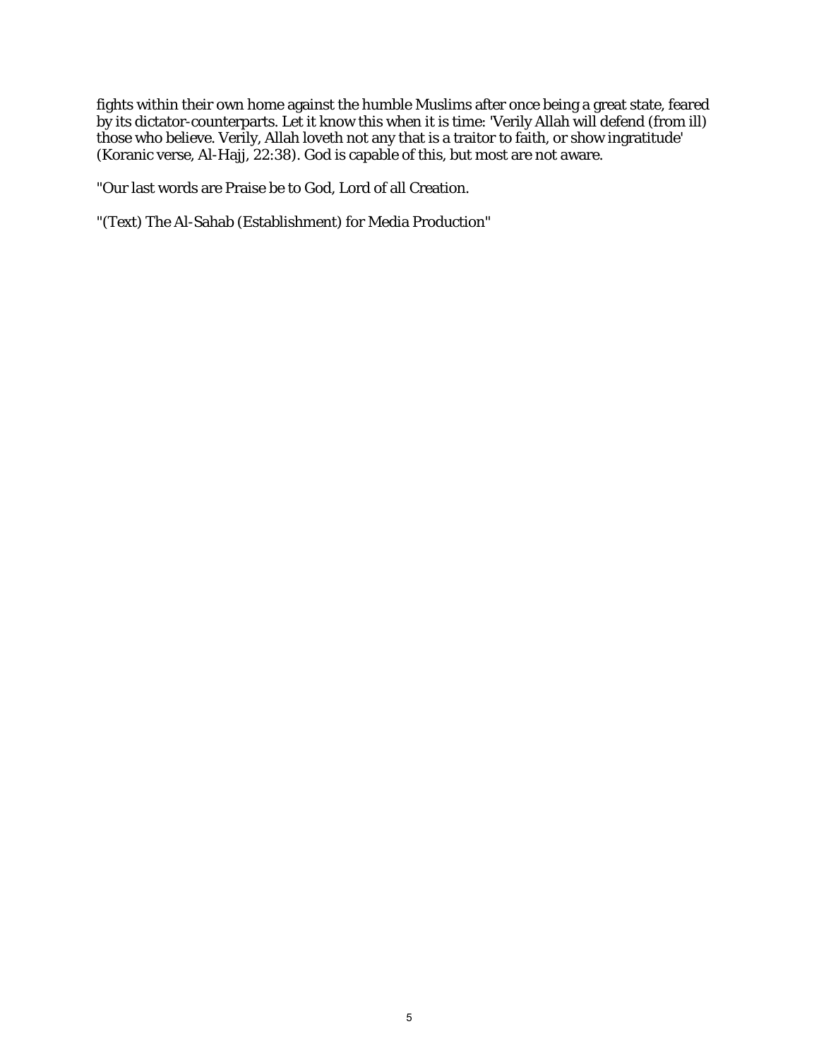fights within their own home against the humble Muslims after once being a great state, feared by its dictator-counterparts. Let it know this when it is time: 'Verily Allah will defend (from ill) those who believe. Verily, Allah loveth not any that is a traitor to faith, or show ingratitude' (Koranic verse, Al-Hajj, 22:38). God is capable of this, but most are not aware.

"Our last words are Praise be to God, Lord of all Creation.

"(Text) The Al-Sahab (Establishment) for Media Production"